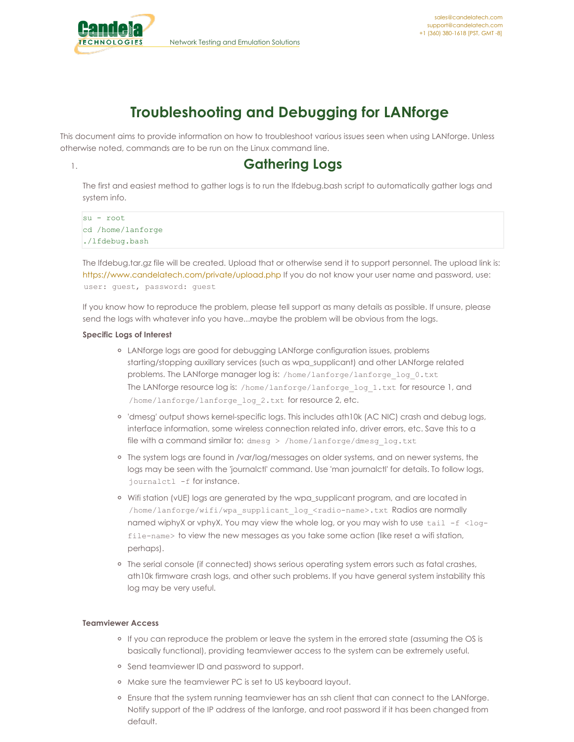# Troubleshooting and Debugging for LANforge

This document aims to provide information on how to troubleshoot various issues seen when using LANforge. Unless otherwise noted, commands are to be run on the Linux command line.

## 1. Gathering Logs

The first and easiest method to gather logs is to run the lfdebug.bash script to automatically gather logs and system info.

```
su - root
cd /home/lanforge
./lfdebug.bash
```

The lfdebug.tar.gz file will be created. Upload that or otherwise send it to support personnel. The upload link is: https://www.candelatech.com/private/upload.php If you do not know your user name and password, use: `user: guest, password: guest`

If you know how to reproduce the problem, please tell support as many details as possible. If unsure, please send the logs with whatever info you have...maybe the problem will be obvious from the logs.

**Specific Logs of Interest**

- LANforge logs are good for debugging LANforge configuration issues, problems starting/stopping auxillary services (such as wpa_supplicant) and other LANforge related problems. The LANforge manager log is: `/home/lanforge/lanforge_log_0.txt` The LANforge resource log is: `/home/lanforge/lanforge_log_1.txt` for resource 1, and `/home/lanforge/lanforge_log_2.txt` for resource 2, etc.
- 'dmesg' output shows kernel-specific logs. This includes ath10k (AC NIC) crash and debug logs, interface information, some wireless connection related info, driver errors, etc. Save this to a file with a command similar to: `dmesg > /home/lanforge/dmesg_log.txt`
- The system logs are found in /var/log/messages on older systems, and on newer systems, the logs may be seen with the 'journalctl' command. Use 'man journalctl' for details. To follow logs, `journalctl -f` for instance.
- Wifi station (vUE) logs are generated by the wpa_supplicant program, and are located in `/home/lanforge/wifi/wpa_supplicant_log_<radio-name>.txt` Radios are normally named wiphyX or vphyX. You may view the whole log, or you may wish to use `tail -f <log-file-name>` to view the new messages as you take some action (like reset a wifi station, perhaps).
- The serial console (if connected) shows serious operating system errors such as fatal crashes, ath10k firmware crash logs, and other such problems. If you have general system instability this log may be very useful.

**Teamviewer Access**

- If you can reproduce the problem or leave the system in the errored state (assuming the OS is basically functional), providing teamviewer access to the system can be extremely useful.
- Send teamviewer ID and password to support.
- Make sure the teamviewer PC is set to US keyboard layout.
- Ensure that the system running teamviewer has an ssh client that can connect to the LANforge. Notify support of the IP address of the lanforge, and root password if it has been changed from default.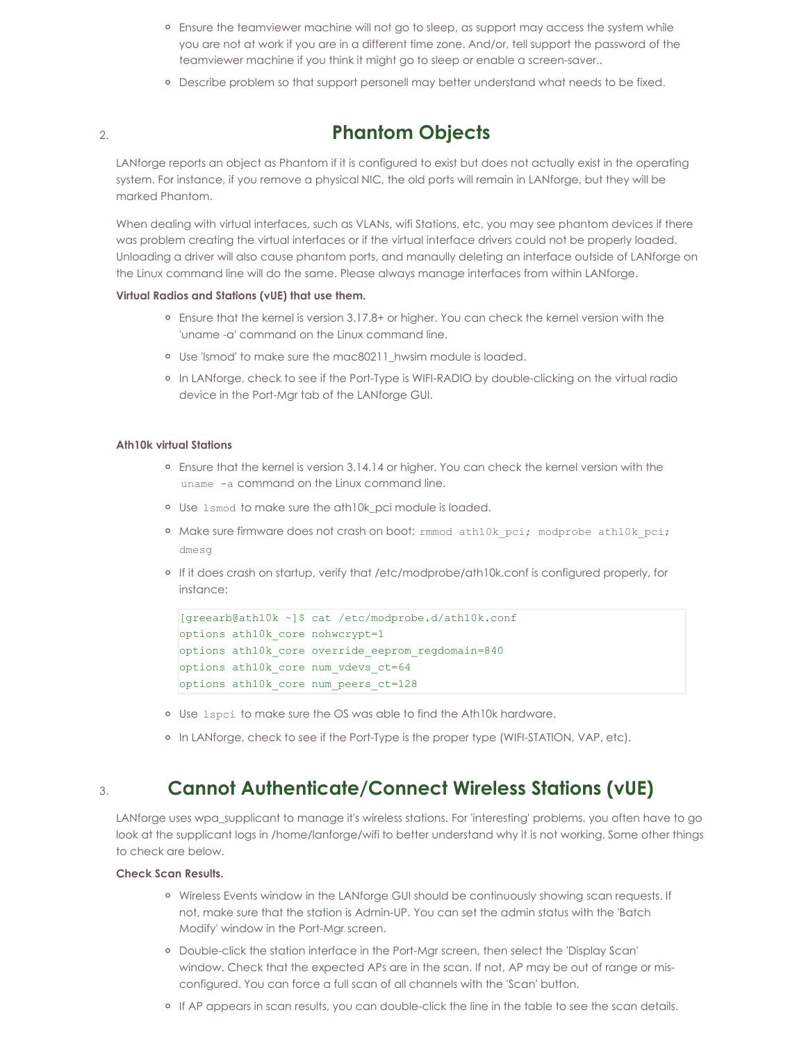- Ensure the teamviewer machine will not go to sleep, as support may access the system while you are not at work if you are in a different time zone. And/or, tell support the password of the teamviewer machine if you think it might go to sleep or enable a screen-saver..
- Describe problem so that support personell may better understand what needs to be fixed.

## 2. Phantom Objects

LANforge reports an object as Phantom if it is configured to exist but does not actually exist in the operating system. For instance, if you remove a physical NIC, the old ports will remain in LANforge, but they will be marked Phantom.

When dealing with virtual interfaces, such as VLANs, wifi Stations, etc, you may see phantom devices if there was problem creating the virtual interfaces or if the virtual interface drivers could not be properly loaded. Unloading a driver will also cause phantom ports, and manaully deleting an interface outside of LANforge on the Linux command line will do the same. Please always manage interfaces from within LANforge.

**Virtual Radios and Stations (vUE) that use them.**

- Ensure that the kernel is version 3.17.8+ or higher. You can check the kernel version with the 'uname -a' command on the Linux command line.
- Use 'lsmod' to make sure the mac80211_hwsim module is loaded.
- In LANforge, check to see if the Port-Type is WIFI-RADIO by double-clicking on the virtual radio device in the Port-Mgr tab of the LANforge GUI.

**Ath10k virtual Stations**

- Ensure that the kernel is version 3.14.14 or higher. You can check the kernel version with the `uname -a` command on the Linux command line.
- Use `lsmod` to make sure the ath10k_pci module is loaded.
- Make sure firmware does not crash on boot: `rmmod ath10k_pci; modprobe ath10k_pci; dmesg`
- If it does crash on startup, verify that /etc/modprobe/ath10k.conf is configured properly, for instance:

```
[greearb@ath10k ~]$ cat /etc/modprobe.d/ath10k.conf
options ath10k_core nohwcrypt=1
options ath10k_core override_eeprom_regdomain=840
options ath10k_core num_vdevs_ct=64
options ath10k_core num_peers_ct=128
```

- Use `lspci` to make sure the OS was able to find the Ath10k hardware.
- In LANforge, check to see if the Port-Type is the proper type (WIFI-STATION, VAP, etc).

## 3. Cannot Authenticate/Connect Wireless Stations (vUE)

LANforge uses wpa_supplicant to manage it's wireless stations. For 'interesting' problems, you often have to go look at the supplicant logs in /home/lanforge/wifi to better understand why it is not working. Some other things to check are below.

**Check Scan Results.**

- Wireless Events window in the LANforge GUI should be continuously showing scan requests. If not, make sure that the station is Admin-UP. You can set the admin status with the 'Batch Modify' window in the Port-Mgr screen.
- Double-click the station interface in the Port-Mgr screen, then select the 'Display Scan' window. Check that the expected APs are in the scan. If not, AP may be out of range or mis-configured. You can force a full scan of all channels with the 'Scan' button.
- If AP appears in scan results, you can double-click the line in the table to see the scan details.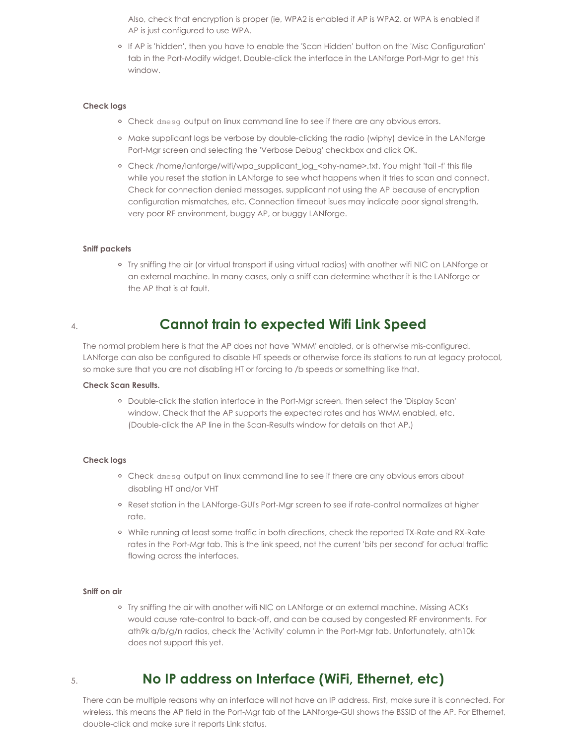Also, check that encryption is proper (ie, WPA2 is enabled if AP is WPA2, or WPA is enabled if AP is just configured to use WPA.

- If AP is 'hidden', then you have to enable the 'Scan Hidden' button on the 'Misc Configuration' tab in the Port-Modify widget. Double-click the interface in the LANforge Port-Mgr to get this window.

**Check logs**

- Check `dmesg` output on linux command line to see if there are any obvious errors.
- Make supplicant logs be verbose by double-clicking the radio (wiphy) device in the LANforge Port-Mgr screen and selecting the 'Verbose Debug' checkbox and click OK.
- Check /home/lanforge/wifi/wpa_supplicant_log_<phy-name>.txt. You might 'tail -f' this file while you reset the station in LANforge to see what happens when it tries to scan and connect. Check for connection denied messages, supplicant not using the AP because of encryption configuration mismatches, etc. Connection timeout isues may indicate poor signal strength, very poor RF environment, buggy AP, or buggy LANforge.

**Sniff packets**

- Try sniffing the air (or virtual transport if using virtual radios) with another wifi NIC on LANforge or an external machine. In many cases, only a sniff can determine whether it is the LANforge or the AP that is at fault.

## 4. Cannot train to expected Wifi Link Speed

The normal problem here is that the AP does not have 'WMM' enabled, or is otherwise mis-configured. LANforge can also be configured to disable HT speeds or otherwise force its stations to run at legacy protocol, so make sure that you are not disabling HT or forcing to /b speeds or something like that.

**Check Scan Results.**

- Double-click the station interface in the Port-Mgr screen, then select the 'Display Scan' window. Check that the AP supports the expected rates and has WMM enabled, etc. (Double-click the AP line in the Scan-Results window for details on that AP.)

**Check logs**

- Check `dmesg` output on linux command line to see if there are any obvious errors about disabling HT and/or VHT
- Reset station in the LANforge-GUI's Port-Mgr screen to see if rate-control normalizes at higher rate.
- While running at least some traffic in both directions, check the reported TX-Rate and RX-Rate rates in the Port-Mgr tab. This is the link speed, not the current 'bits per second' for actual traffic flowing across the interfaces.

**Sniff on air**

- Try sniffing the air with another wifi NIC on LANforge or an external machine. Missing ACKs would cause rate-control to back-off, and can be caused by congested RF environments. For ath9k a/b/g/n radios, check the 'Activity' column in the Port-Mgr tab. Unfortunately, ath10k does not support this yet.

## 5. No IP address on Interface (WiFi, Ethernet, etc)

There can be multiple reasons why an interface will not have an IP address. First, make sure it is connected. For wireless, this means the AP field in the Port-Mgr tab of the LANforge-GUI shows the BSSID of the AP. For Ethernet, double-click and make sure it reports Link status.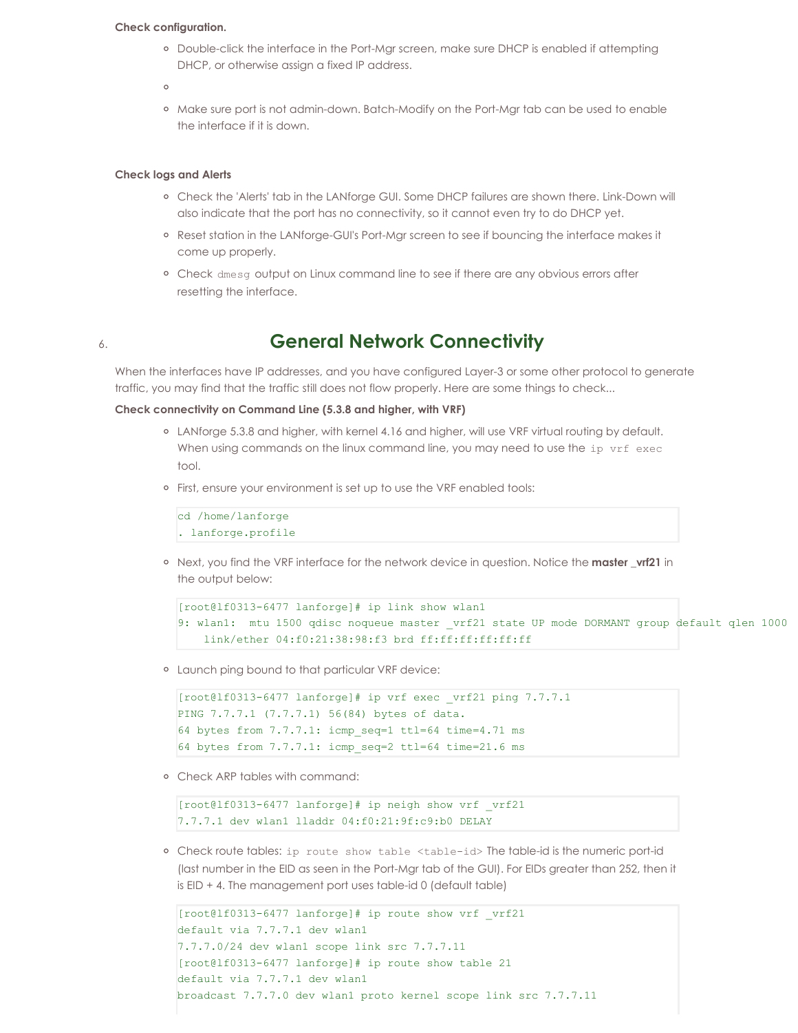**Check configuration.**

- Double-click the interface in the Port-Mgr screen, make sure DHCP is enabled if attempting DHCP, or otherwise assign a fixed IP address.
- 
- Make sure port is not admin-down. Batch-Modify on the Port-Mgr tab can be used to enable the interface if it is down.

**Check logs and Alerts**

- Check the 'Alerts' tab in the LANforge GUI. Some DHCP failures are shown there. Link-Down will also indicate that the port has no connectivity, so it cannot even try to do DHCP yet.
- Reset station in the LANforge-GUI's Port-Mgr screen to see if bouncing the interface makes it come up properly.
- Check `dmesg` output on Linux command line to see if there are any obvious errors after resetting the interface.

6. ## General Network Connectivity

When the interfaces have IP addresses, and you have configured Layer-3 or some other protocol to generate traffic, you may find that the traffic still does not flow properly. Here are some things to check...

**Check connectivity on Command Line (5.3.8 and higher, with VRF)**

- LANforge 5.3.8 and higher, with kernel 4.16 and higher, will use VRF virtual routing by default. When using commands on the linux command line, you may need to use the `ip vrf exec` tool.
- First, ensure your environment is set up to use the VRF enabled tools:

```
cd /home/lanforge
. lanforge.profile
```

- Next, you find the VRF interface for the network device in question. Notice the **master _vrf21** in the output below:

```
[root@lf0313-6477 lanforge]# ip link show wlan1
9: wlan1:  mtu 1500 qdisc noqueue master _vrf21 state UP mode DORMANT group default qlen 1000
    link/ether 04:f0:21:38:98:f3 brd ff:ff:ff:ff:ff:ff
```

- Launch ping bound to that particular VRF device:

```
[root@lf0313-6477 lanforge]# ip vrf exec _vrf21 ping 7.7.7.1
PING 7.7.7.1 (7.7.7.1) 56(84) bytes of data.
64 bytes from 7.7.7.1: icmp_seq=1 ttl=64 time=4.71 ms
64 bytes from 7.7.7.1: icmp_seq=2 ttl=64 time=21.6 ms
```

- Check ARP tables with command:

```
[root@lf0313-6477 lanforge]# ip neigh show vrf _vrf21
7.7.7.1 dev wlan1 lladdr 04:f0:21:9f:c9:b0 DELAY
```

- Check route tables: `ip route show table <table-id>` The table-id is the numeric port-id (last number in the EID as seen in the Port-Mgr tab of the GUI). For EIDs greater than 252, then it is EID + 4. The management port uses table-id 0 (default table)

```
[root@lf0313-6477 lanforge]# ip route show vrf _vrf21
default via 7.7.7.1 dev wlan1
7.7.7.0/24 dev wlan1 scope link src 7.7.7.11
[root@lf0313-6477 lanforge]# ip route show table 21
default via 7.7.7.1 dev wlan1
broadcast 7.7.7.0 dev wlan1 proto kernel scope link src 7.7.7.11
```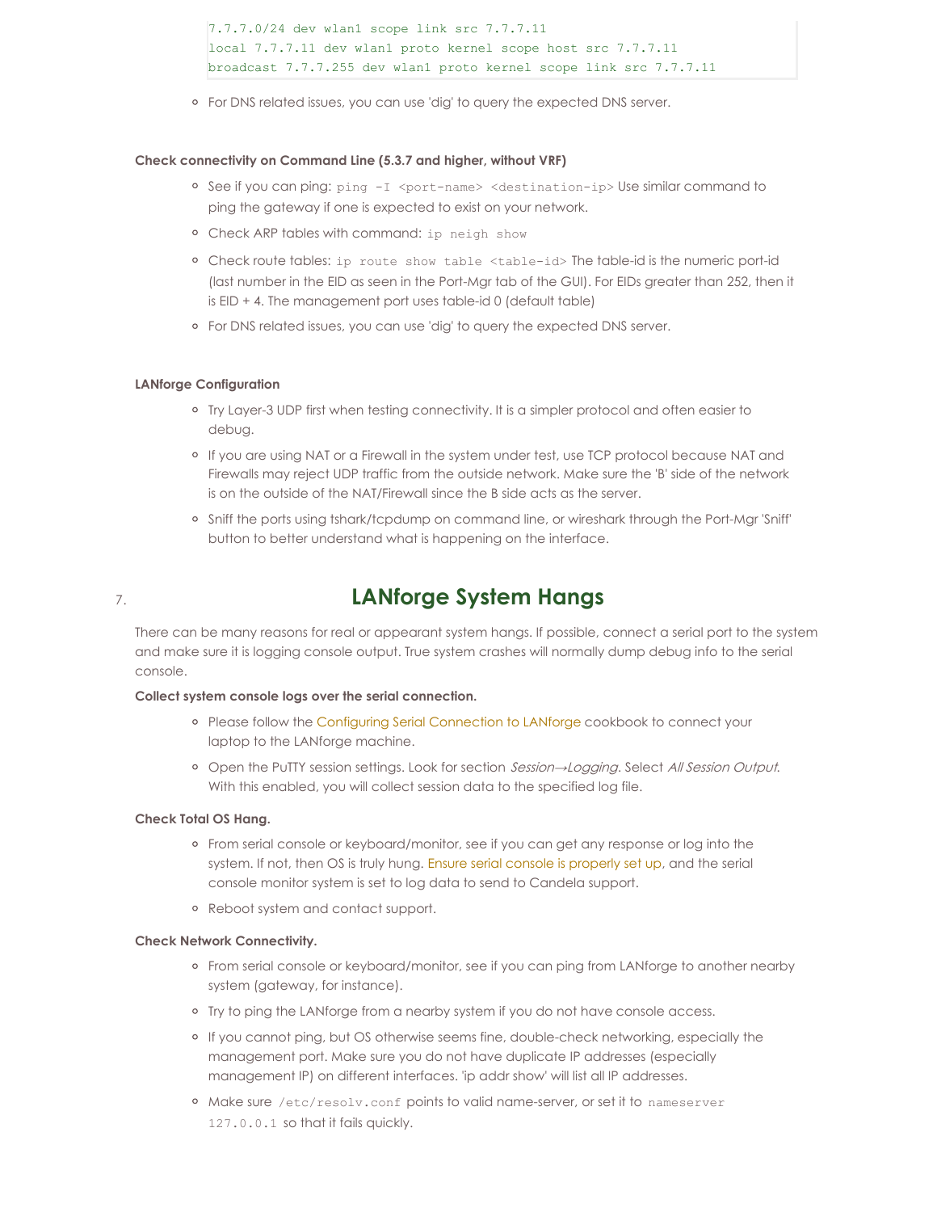```
7.7.7.0/24 dev wlan1 scope link src 7.7.7.11
local 7.7.7.11 dev wlan1 proto kernel scope host src 7.7.7.11
broadcast 7.7.7.255 dev wlan1 proto kernel scope link src 7.7.7.11
```

- For DNS related issues, you can use 'dig' to query the expected DNS server.

**Check connectivity on Command Line (5.3.7 and higher, without VRF)**

- See if you can ping: `ping -I <port-name> <destination-ip>` Use similar command to ping the gateway if one is expected to exist on your network.
- Check ARP tables with command: `ip neigh show`
- Check route tables: `ip route show table <table-id>` The table-id is the numeric port-id (last number in the EID as seen in the Port-Mgr tab of the GUI). For EIDs greater than 252, then it is EID + 4. The management port uses table-id 0 (default table)
- For DNS related issues, you can use 'dig' to query the expected DNS server.

**LANforge Configuration**

- Try Layer-3 UDP first when testing connectivity. It is a simpler protocol and often easier to debug.
- If you are using NAT or a Firewall in the system under test, use TCP protocol because NAT and Firewalls may reject UDP traffic from the outside network. Make sure the 'B' side of the network is on the outside of the NAT/Firewall since the B side acts as the server.
- Sniff the ports using tshark/tcpdump on command line, or wireshark through the Port-Mgr 'Sniff' button to better understand what is happening on the interface.

## 7. LANforge System Hangs

There can be many reasons for real or appearant system hangs. If possible, connect a serial port to the system and make sure it is logging console output. True system crashes will normally dump debug info to the serial console.

**Collect system console logs over the serial connection.**

- Please follow the Configuring Serial Connection to LANforge cookbook to connect your laptop to the LANforge machine.
- Open the PuTTY session settings. Look for section *Session→Logging*. Select *All Session Output*. With this enabled, you will collect session data to the specified log file.

**Check Total OS Hang.**

- From serial console or keyboard/monitor, see if you can get any response or log into the system. If not, then OS is truly hung. Ensure serial console is properly set up, and the serial console monitor system is set to log data to send to Candela support.
- Reboot system and contact support.

**Check Network Connectivity.**

- From serial console or keyboard/monitor, see if you can ping from LANforge to another nearby system (gateway, for instance).
- Try to ping the LANforge from a nearby system if you do not have console access.
- If you cannot ping, but OS otherwise seems fine, double-check networking, especially the management port. Make sure you do not have duplicate IP addresses (especially management IP) on different interfaces. 'ip addr show' will list all IP addresses.
- Make sure `/etc/resolv.conf` points to valid name-server, or set it to `nameserver 127.0.0.1` so that it fails quickly.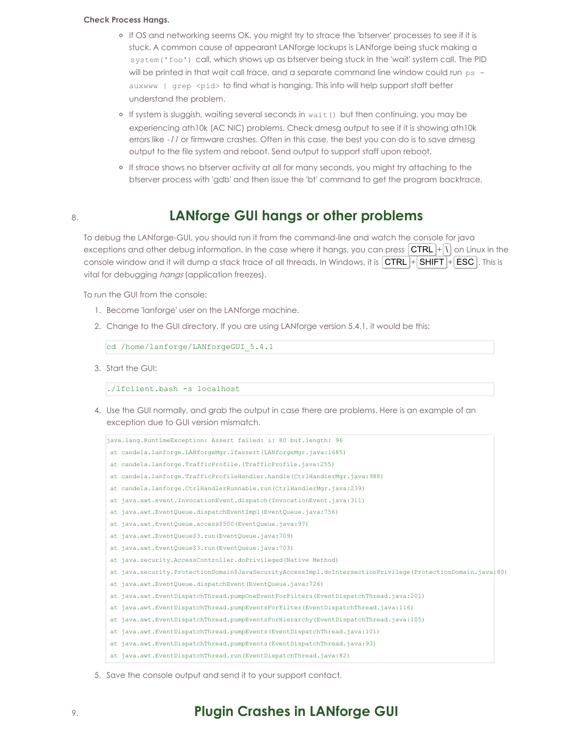**Check Process Hangs.**

- If OS and networking seems OK, you might try to strace the 'btserver' processes to see if it is stuck. A common cause of appearant LANforge lockups is LANforge being stuck making a `system('foo')` call, which shows up as btserver being stuck in the 'wait' system call. The PID will be printed in that wait call trace, and a separate command line window could run `ps -auxwww | grep <pid>` to find what is hanging. This info will help support staff better understand the problem.
- If system is sluggish, waiting several seconds in `wait()` but then continuing, you may be experiencing ath10k (AC NIC) problems. Check dmesg output to see if it is showing ath10k errors like *-11* or firmware crashes. Often in this case, the best you can do is to save dmesg output to the file system and reboot. Send output to support staff upon reboot.
- If strace shows no btserver activity at all for many seconds, you might try attaching to the btserver process with 'gdb' and then issue the 'bt' command to get the program backtrace.

## 8. LANforge GUI hangs or other problems

To debug the LANforge-GUI, you should run it from the command-line and watch the console for java exceptions and other debug information. In the case where it hangs, you can press CTRL + \ on Linux in the console window and it will dump a stack trace of all threads. In Windows, it is CTRL + SHIFT + ESC. This is vital for debugging *hangs* (application freezes).

To run the GUI from the console:

1. Become 'lanforge' user on the LANforge machine.
2. Change to the GUI directory. If you are using LANforge version 5.4.1, it would be this:

   ```
   cd /home/lanforge/LANforgeGUI_5.4.1
   ```

3. Start the GUI:

   ```
   ./lfclient.bash -s localhost
   ```

4. Use the GUI normally, and grab the output in case there are problems. Here is an example of an exception due to GUI version mismatch.

   ```
   java.lang.RuntimeException: Assert failed: i: 80 buf.length: 96
    at candela.lanforge.LANforgeMgr.lfassert(LANforgeMgr.java:1685)
    at candela.lanforge.TrafficProfile.(TrafficProfile.java:255)
    at candela.lanforge.TrafficProfileHandler.handle(CtrlHandlerMgr.java:988)
    at candela.lanforge.CtrlHandlerRunnable.run(CtrlHandlerMgr.java:239)
    at java.awt.event.InvocationEvent.dispatch(InvocationEvent.java:311)
    at java.awt.EventQueue.dispatchEventImpl(EventQueue.java:756)
    at java.awt.EventQueue.access$500(EventQueue.java:97)
    at java.awt.EventQueue$3.run(EventQueue.java:709)
    at java.awt.EventQueue$3.run(EventQueue.java:703)
    at java.security.AccessController.doPrivileged(Native Method)
    at java.security.ProtectionDomain$JavaSecurityAccessImpl.doIntersectionPrivilege(ProtectionDomain.java:80)
    at java.awt.EventQueue.dispatchEvent(EventQueue.java:726)
    at java.awt.EventDispatchThread.pumpOneEventForFilters(EventDispatchThread.java:201)
    at java.awt.EventDispatchThread.pumpEventsForFilter(EventDispatchThread.java:116)
    at java.awt.EventDispatchThread.pumpEventsForHierarchy(EventDispatchThread.java:105)
    at java.awt.EventDispatchThread.pumpEvents(EventDispatchThread.java:101)
    at java.awt.EventDispatchThread.pumpEvents(EventDispatchThread.java:93)
    at java.awt.EventDispatchThread.run(EventDispatchThread.java:82)
   ```

5. Save the console output and send it to your support contact.

## 9. Plugin Crashes in LANforge GUI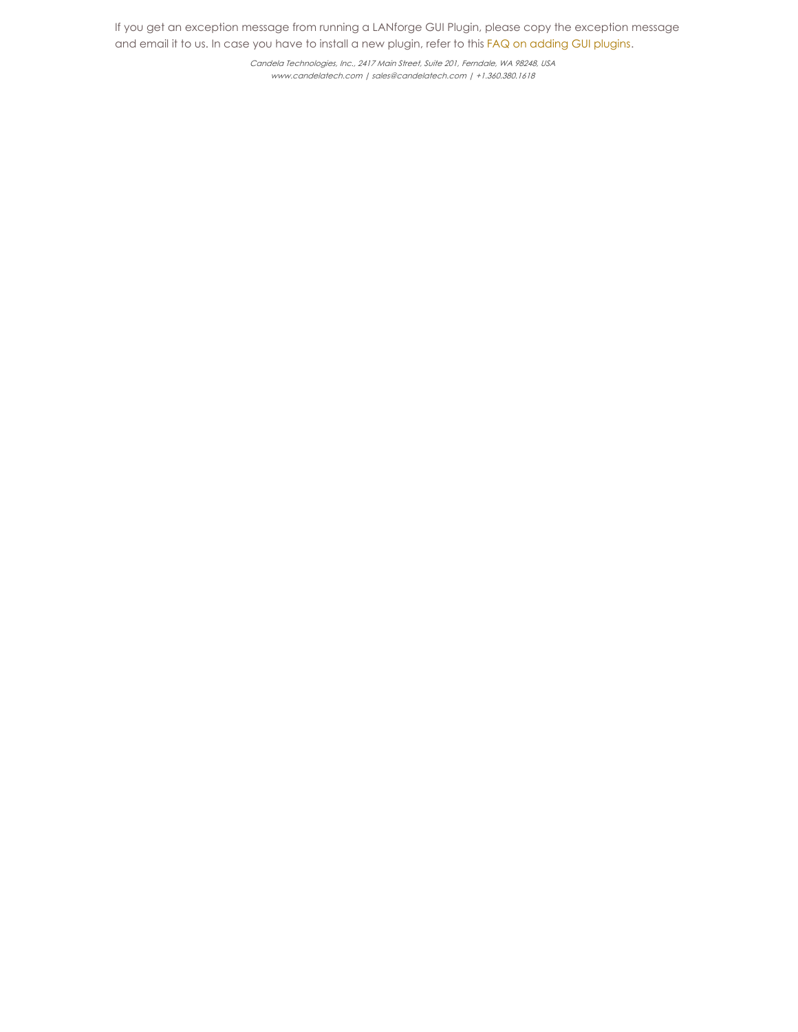If you get an exception message from running a LANforge GUI Plugin, please copy the exception message and email it to us. In case you have to install a new plugin, refer to this FAQ on adding GUI plugins.

*Candela Technologies, Inc., 2417 Main Street, Suite 201, Ferndale, WA 98248, USA*
*www.candelatech.com | sales@candelatech.com | +1.360.380.1618*